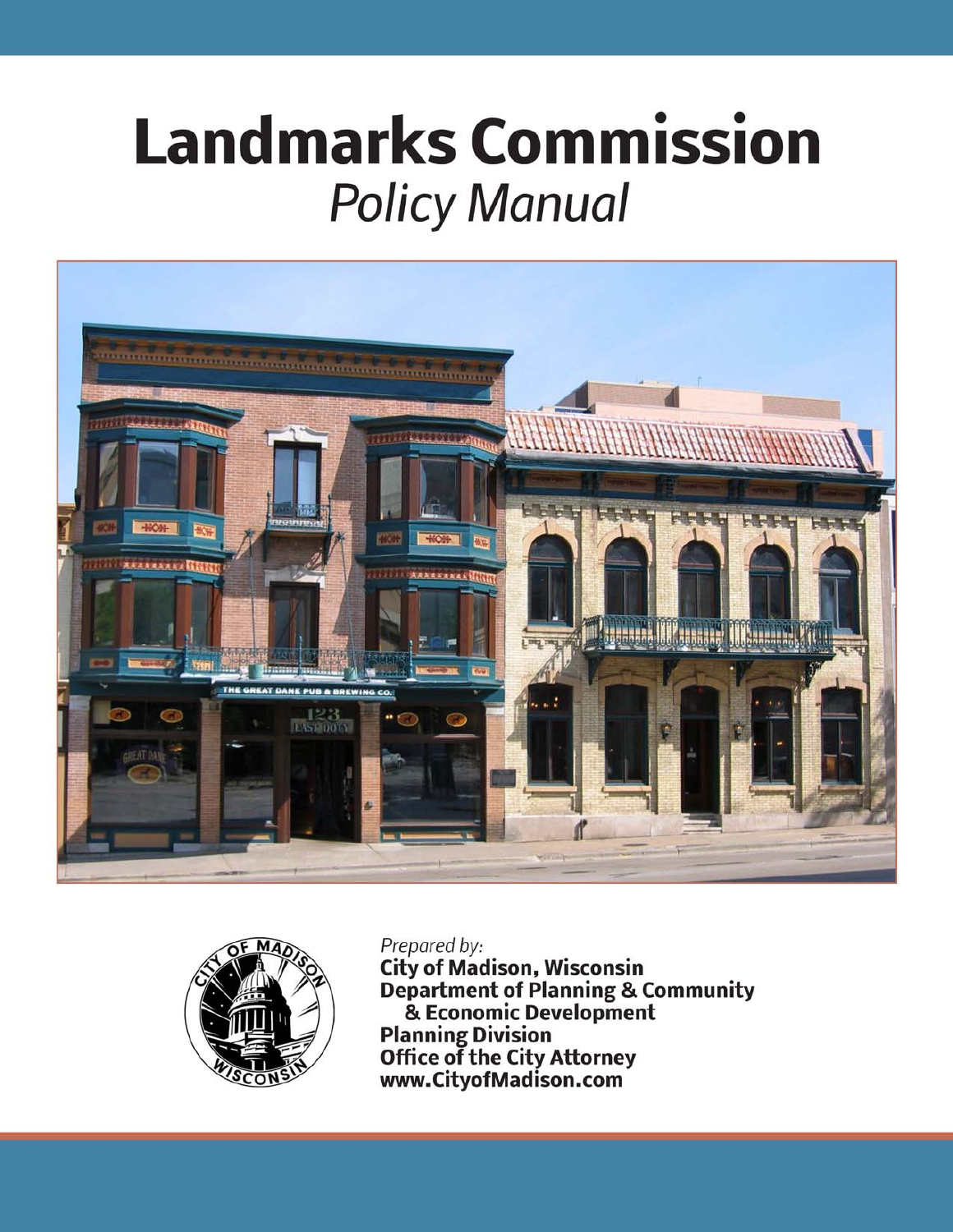# Landmarks Commission
## *Policy Manual*

*Prepared by:*
**City of Madison, Wisconsin**
**Department of Planning & Community & Economic Development**
**Planning Division**
**Office of the City Attorney**
**www.CityofMadison.com**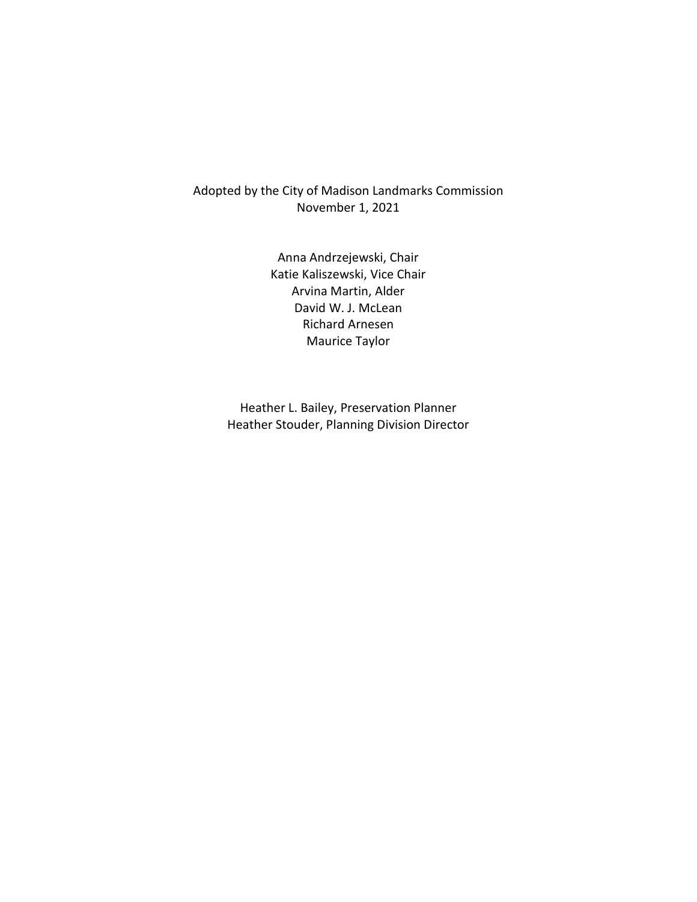Adopted by the City of Madison Landmarks Commission
November 1, 2021

Anna Andrzejewski, Chair
Katie Kaliszewski, Vice Chair
Arvina Martin, Alder
David W. J. McLean
Richard Arnesen
Maurice Taylor

Heather L. Bailey, Preservation Planner
Heather Stouder, Planning Division Director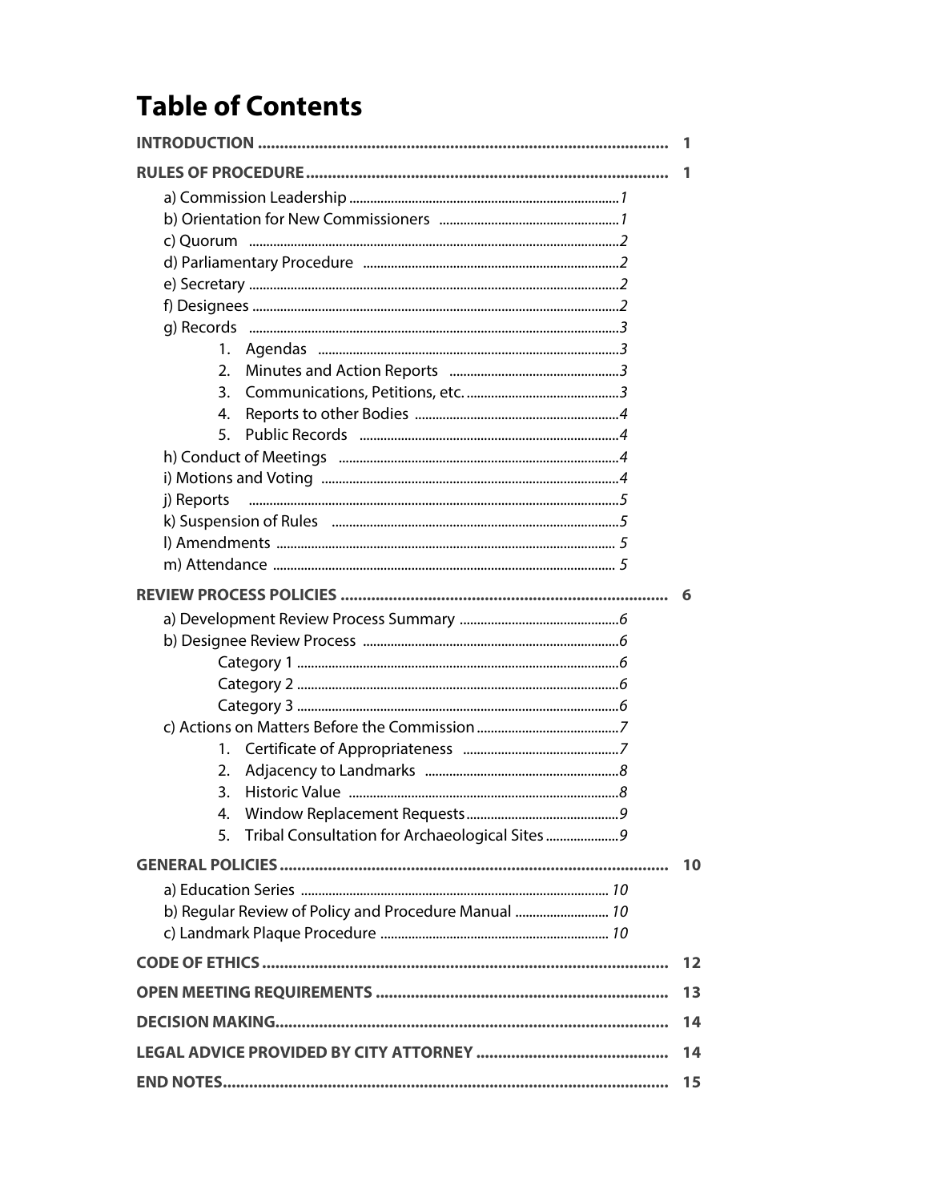# Table of Contents

| | |
|---|---|
| **INTRODUCTION** | **1** |
| **RULES OF PROCEDURE** | **1** |
| a) Commission Leadership | *1* |
| b) Orientation for New Commissioners | *1* |
| c) Quorum | *2* |
| d) Parliamentary Procedure | *2* |
| e) Secretary | *2* |
| f) Designees | *2* |
| g) Records | *3* |
| 1. Agendas | *3* |
| 2. Minutes and Action Reports | *3* |
| 3. Communications, Petitions, etc. | *3* |
| 4. Reports to other Bodies | *4* |
| 5. Public Records | *4* |
| h) Conduct of Meetings | *4* |
| i) Motions and Voting | *4* |
| j) Reports | *5* |
| k) Suspension of Rules | *5* |
| l) Amendments | *5* |
| m) Attendance | *5* |
| **REVIEW PROCESS POLICIES** | **6** |
| a) Development Review Process Summary | *6* |
| b) Designee Review Process | *6* |
| Category 1 | *6* |
| Category 2 | *6* |
| Category 3 | *6* |
| c) Actions on Matters Before the Commission | *7* |
| 1. Certificate of Appropriateness | *7* |
| 2. Adjacency to Landmarks | *8* |
| 3. Historic Value | *8* |
| 4. Window Replacement Requests | *9* |
| 5. Tribal Consultation for Archaeological Sites | *9* |
| **GENERAL POLICIES** | **10** |
| a) Education Series | *10* |
| b) Regular Review of Policy and Procedure Manual | *10* |
| c) Landmark Plaque Procedure | *10* |
| **CODE OF ETHICS** | **12** |
| **OPEN MEETING REQUIREMENTS** | **13** |
| **DECISION MAKING** | **14** |
| **LEGAL ADVICE PROVIDED BY CITY ATTORNEY** | **14** |
| **END NOTES** | **15** |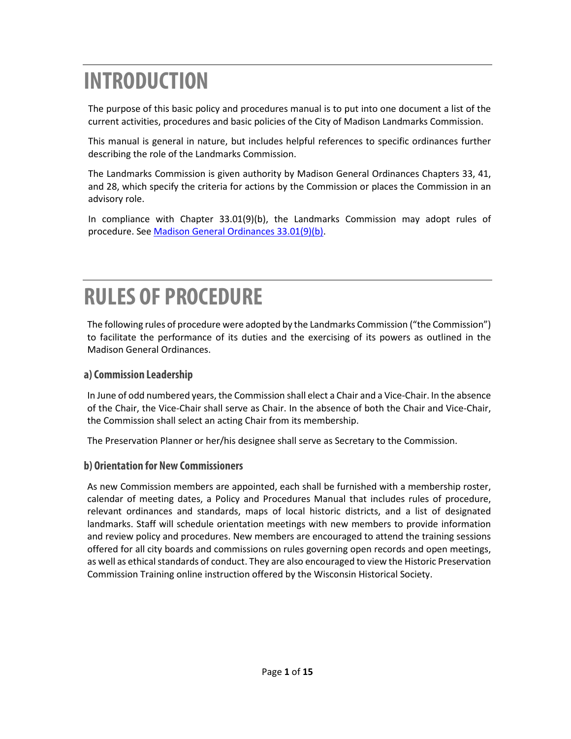# INTRODUCTION

The purpose of this basic policy and procedures manual is to put into one document a list of the current activities, procedures and basic policies of the City of Madison Landmarks Commission.

This manual is general in nature, but includes helpful references to specific ordinances further describing the role of the Landmarks Commission.

The Landmarks Commission is given authority by Madison General Ordinances Chapters 33, 41, and 28, which specify the criteria for actions by the Commission or places the Commission in an advisory role.

In compliance with Chapter 33.01(9)(b), the Landmarks Commission may adopt rules of procedure. See Madison General Ordinances 33.01(9)(b).

# RULES OF PROCEDURE

The following rules of procedure were adopted by the Landmarks Commission ("the Commission") to facilitate the performance of its duties and the exercising of its powers as outlined in the Madison General Ordinances.

### a) Commission Leadership

In June of odd numbered years, the Commission shall elect a Chair and a Vice-Chair. In the absence of the Chair, the Vice-Chair shall serve as Chair. In the absence of both the Chair and Vice-Chair, the Commission shall select an acting Chair from its membership.

The Preservation Planner or her/his designee shall serve as Secretary to the Commission.

### b) Orientation for New Commissioners

As new Commission members are appointed, each shall be furnished with a membership roster, calendar of meeting dates, a Policy and Procedures Manual that includes rules of procedure, relevant ordinances and standards, maps of local historic districts, and a list of designated landmarks. Staff will schedule orientation meetings with new members to provide information and review policy and procedures. New members are encouraged to attend the training sessions offered for all city boards and commissions on rules governing open records and open meetings, as well as ethical standards of conduct. They are also encouraged to view the Historic Preservation Commission Training online instruction offered by the Wisconsin Historical Society.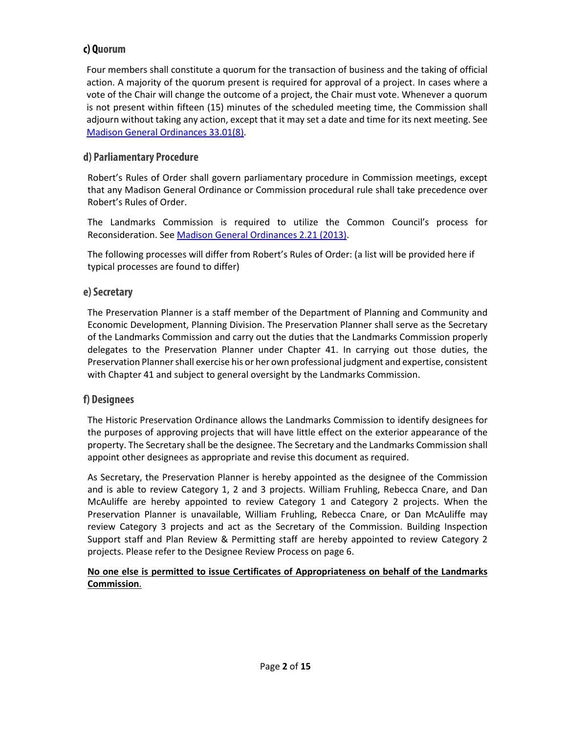### c) Quorum

Four members shall constitute a quorum for the transaction of business and the taking of official action. A majority of the quorum present is required for approval of a project. In cases where a vote of the Chair will change the outcome of a project, the Chair must vote. Whenever a quorum is not present within fifteen (15) minutes of the scheduled meeting time, the Commission shall adjourn without taking any action, except that it may set a date and time for its next meeting. See Madison General Ordinances 33.01(8).

### d) Parliamentary Procedure

Robert's Rules of Order shall govern parliamentary procedure in Commission meetings, except that any Madison General Ordinance or Commission procedural rule shall take precedence over Robert's Rules of Order.

The Landmarks Commission is required to utilize the Common Council's process for Reconsideration. See Madison General Ordinances 2.21 (2013).

The following processes will differ from Robert's Rules of Order: (a list will be provided here if typical processes are found to differ)

### e) Secretary

The Preservation Planner is a staff member of the Department of Planning and Community and Economic Development, Planning Division. The Preservation Planner shall serve as the Secretary of the Landmarks Commission and carry out the duties that the Landmarks Commission properly delegates to the Preservation Planner under Chapter 41. In carrying out those duties, the Preservation Planner shall exercise his or her own professional judgment and expertise, consistent with Chapter 41 and subject to general oversight by the Landmarks Commission.

### f) Designees

The Historic Preservation Ordinance allows the Landmarks Commission to identify designees for the purposes of approving projects that will have little effect on the exterior appearance of the property. The Secretary shall be the designee. The Secretary and the Landmarks Commission shall appoint other designees as appropriate and revise this document as required.

As Secretary, the Preservation Planner is hereby appointed as the designee of the Commission and is able to review Category 1, 2 and 3 projects. William Fruhling, Rebecca Cnare, and Dan McAuliffe are hereby appointed to review Category 1 and Category 2 projects. When the Preservation Planner is unavailable, William Fruhling, Rebecca Cnare, or Dan McAuliffe may review Category 3 projects and act as the Secretary of the Commission. Building Inspection Support staff and Plan Review & Permitting staff are hereby appointed to review Category 2 projects. Please refer to the Designee Review Process on page 6.

**No one else is permitted to issue Certificates of Appropriateness on behalf of the Landmarks Commission.**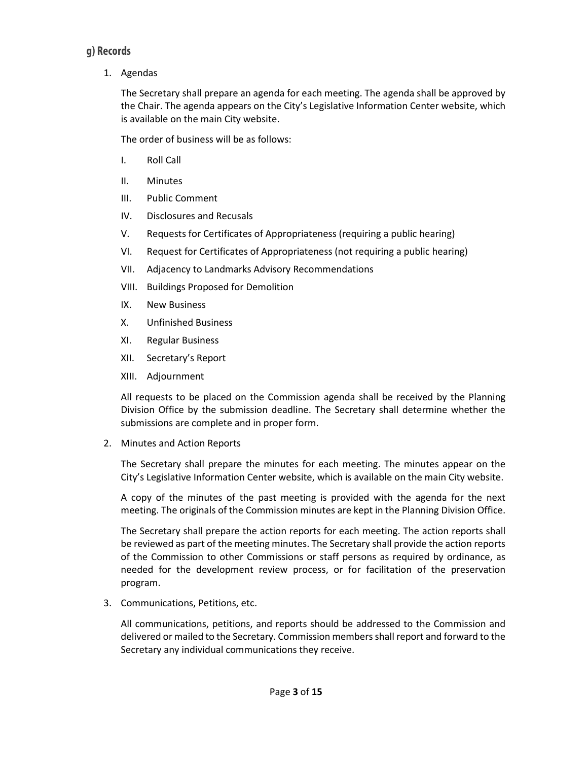## g) Records

1. Agendas

   The Secretary shall prepare an agenda for each meeting. The agenda shall be approved by the Chair. The agenda appears on the City's Legislative Information Center website, which is available on the main City website.

   The order of business will be as follows:

   I. Roll Call

   II. Minutes

   III. Public Comment

   IV. Disclosures and Recusals

   V. Requests for Certificates of Appropriateness (requiring a public hearing)

   VI. Request for Certificates of Appropriateness (not requiring a public hearing)

   VII. Adjacency to Landmarks Advisory Recommendations

   VIII. Buildings Proposed for Demolition

   IX. New Business

   X. Unfinished Business

   XI. Regular Business

   XII. Secretary's Report

   XIII. Adjournment

   All requests to be placed on the Commission agenda shall be received by the Planning Division Office by the submission deadline. The Secretary shall determine whether the submissions are complete and in proper form.

2. Minutes and Action Reports

   The Secretary shall prepare the minutes for each meeting. The minutes appear on the City's Legislative Information Center website, which is available on the main City website.

   A copy of the minutes of the past meeting is provided with the agenda for the next meeting. The originals of the Commission minutes are kept in the Planning Division Office.

   The Secretary shall prepare the action reports for each meeting. The action reports shall be reviewed as part of the meeting minutes. The Secretary shall provide the action reports of the Commission to other Commissions or staff persons as required by ordinance, as needed for the development review process, or for facilitation of the preservation program.

3. Communications, Petitions, etc.

   All communications, petitions, and reports should be addressed to the Commission and delivered or mailed to the Secretary. Commission members shall report and forward to the Secretary any individual communications they receive.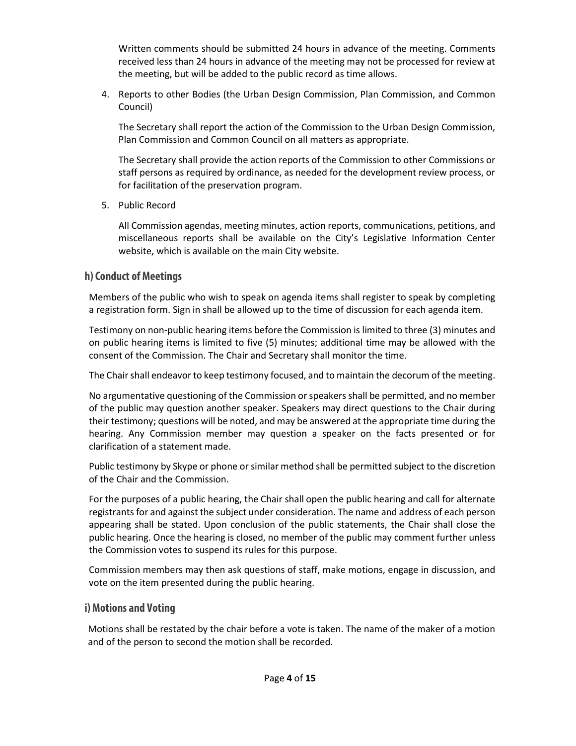Written comments should be submitted 24 hours in advance of the meeting. Comments received less than 24 hours in advance of the meeting may not be processed for review at the meeting, but will be added to the public record as time allows.

4. Reports to other Bodies (the Urban Design Commission, Plan Commission, and Common Council)

   The Secretary shall report the action of the Commission to the Urban Design Commission, Plan Commission and Common Council on all matters as appropriate.

   The Secretary shall provide the action reports of the Commission to other Commissions or staff persons as required by ordinance, as needed for the development review process, or for facilitation of the preservation program.

5. Public Record

   All Commission agendas, meeting minutes, action reports, communications, petitions, and miscellaneous reports shall be available on the City's Legislative Information Center website, which is available on the main City website.

## h) Conduct of Meetings

Members of the public who wish to speak on agenda items shall register to speak by completing a registration form. Sign in shall be allowed up to the time of discussion for each agenda item.

Testimony on non-public hearing items before the Commission is limited to three (3) minutes and on public hearing items is limited to five (5) minutes; additional time may be allowed with the consent of the Commission. The Chair and Secretary shall monitor the time.

The Chair shall endeavor to keep testimony focused, and to maintain the decorum of the meeting.

No argumentative questioning of the Commission or speakers shall be permitted, and no member of the public may question another speaker. Speakers may direct questions to the Chair during their testimony; questions will be noted, and may be answered at the appropriate time during the hearing. Any Commission member may question a speaker on the facts presented or for clarification of a statement made.

Public testimony by Skype or phone or similar method shall be permitted subject to the discretion of the Chair and the Commission.

For the purposes of a public hearing, the Chair shall open the public hearing and call for alternate registrants for and against the subject under consideration. The name and address of each person appearing shall be stated. Upon conclusion of the public statements, the Chair shall close the public hearing. Once the hearing is closed, no member of the public may comment further unless the Commission votes to suspend its rules for this purpose.

Commission members may then ask questions of staff, make motions, engage in discussion, and vote on the item presented during the public hearing.

## i) Motions and Voting

Motions shall be restated by the chair before a vote is taken. The name of the maker of a motion and of the person to second the motion shall be recorded.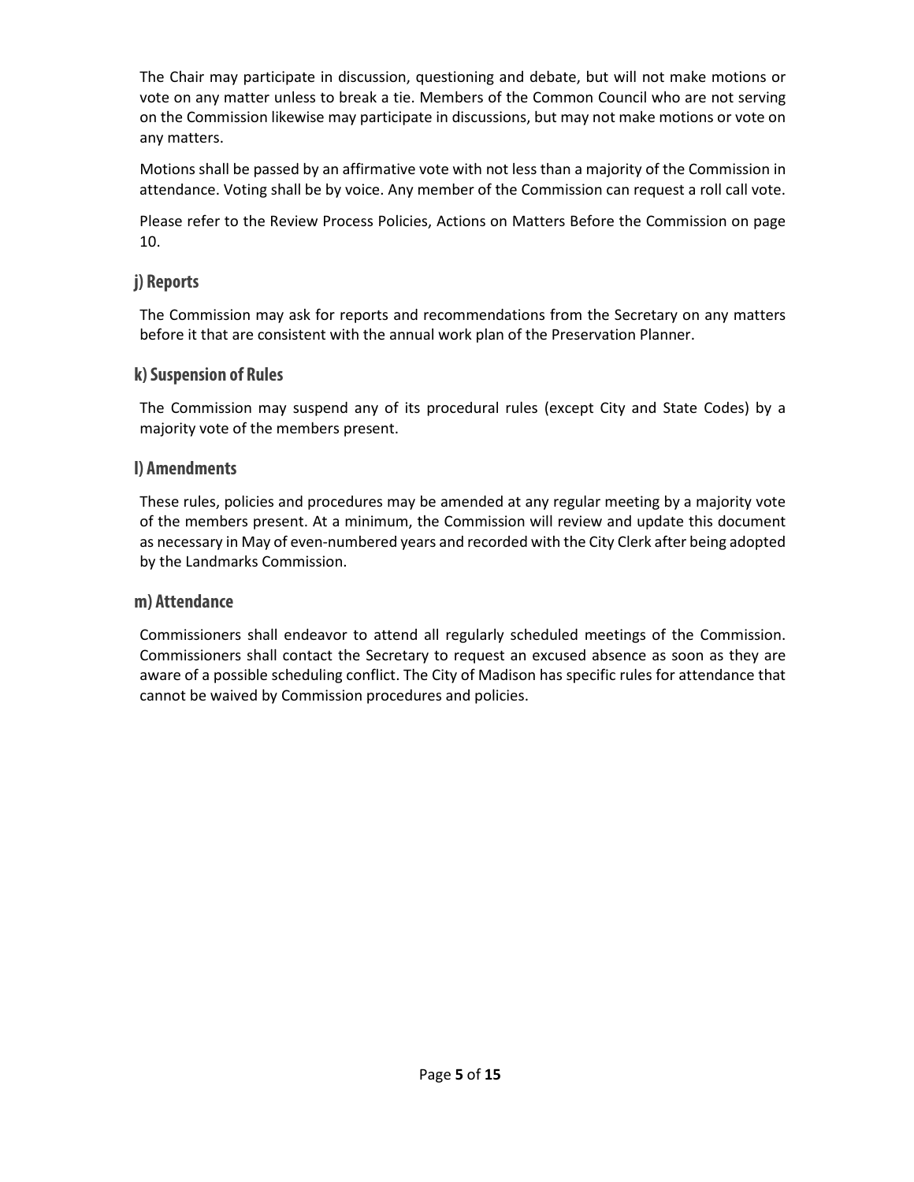The Chair may participate in discussion, questioning and debate, but will not make motions or vote on any matter unless to break a tie. Members of the Common Council who are not serving on the Commission likewise may participate in discussions, but may not make motions or vote on any matters.

Motions shall be passed by an affirmative vote with not less than a majority of the Commission in attendance. Voting shall be by voice. Any member of the Commission can request a roll call vote.

Please refer to the Review Process Policies, Actions on Matters Before the Commission on page 10.

### j) Reports

The Commission may ask for reports and recommendations from the Secretary on any matters before it that are consistent with the annual work plan of the Preservation Planner.

### k) Suspension of Rules

The Commission may suspend any of its procedural rules (except City and State Codes) by a majority vote of the members present.

### l) Amendments

These rules, policies and procedures may be amended at any regular meeting by a majority vote of the members present. At a minimum, the Commission will review and update this document as necessary in May of even-numbered years and recorded with the City Clerk after being adopted by the Landmarks Commission.

### m) Attendance

Commissioners shall endeavor to attend all regularly scheduled meetings of the Commission. Commissioners shall contact the Secretary to request an excused absence as soon as they are aware of a possible scheduling conflict. The City of Madison has specific rules for attendance that cannot be waived by Commission procedures and policies.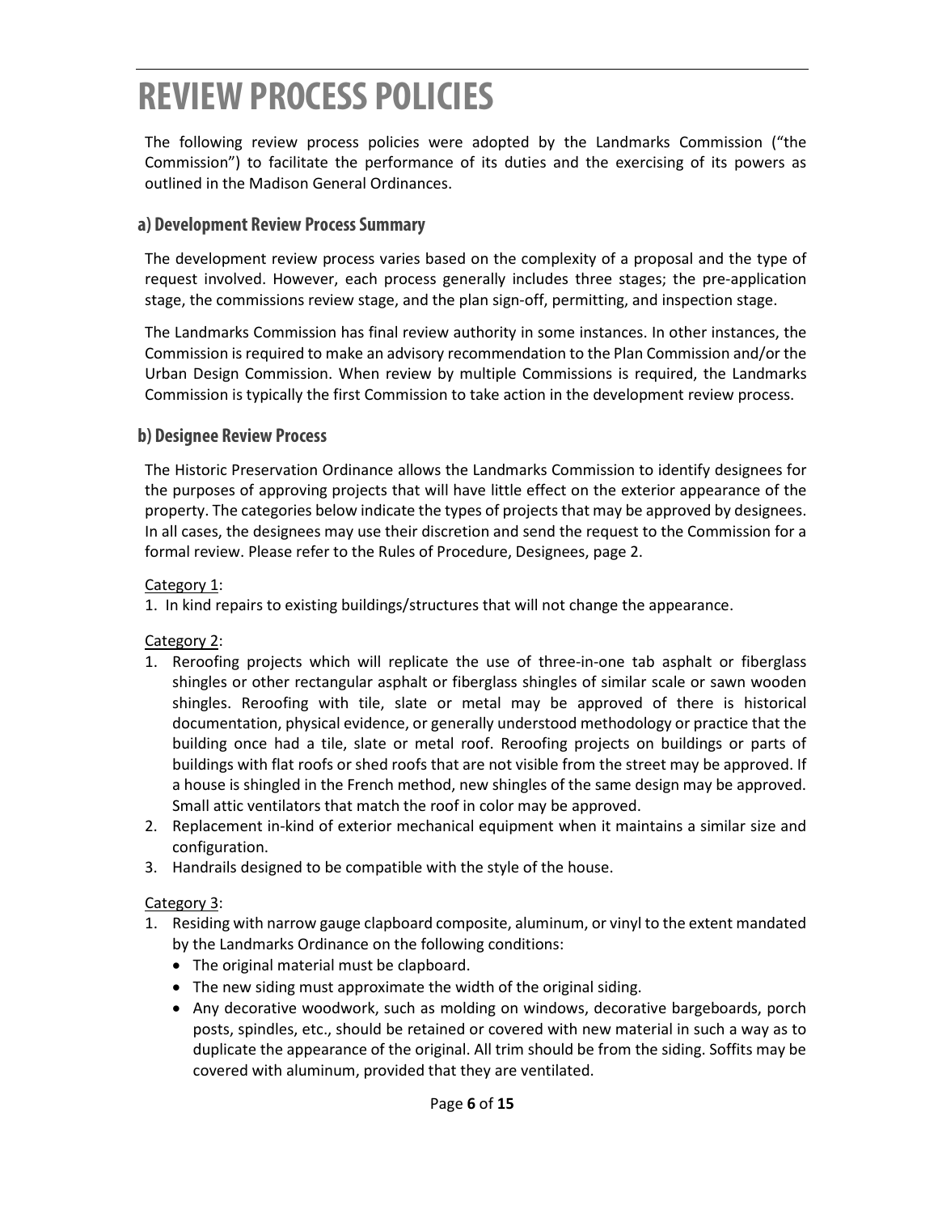# REVIEW PROCESS POLICIES

The following review process policies were adopted by the Landmarks Commission ("the Commission") to facilitate the performance of its duties and the exercising of its powers as outlined in the Madison General Ordinances.

## a) Development Review Process Summary

The development review process varies based on the complexity of a proposal and the type of request involved. However, each process generally includes three stages; the pre-application stage, the commissions review stage, and the plan sign-off, permitting, and inspection stage.

The Landmarks Commission has final review authority in some instances. In other instances, the Commission is required to make an advisory recommendation to the Plan Commission and/or the Urban Design Commission. When review by multiple Commissions is required, the Landmarks Commission is typically the first Commission to take action in the development review process.

## b) Designee Review Process

The Historic Preservation Ordinance allows the Landmarks Commission to identify designees for the purposes of approving projects that will have little effect on the exterior appearance of the property. The categories below indicate the types of projects that may be approved by designees. In all cases, the designees may use their discretion and send the request to the Commission for a formal review. Please refer to the Rules of Procedure, Designees, page 2.

<u>Category 1</u>:

1. In kind repairs to existing buildings/structures that will not change the appearance.

<u>Category 2</u>:

1. Reroofing projects which will replicate the use of three-in-one tab asphalt or fiberglass shingles or other rectangular asphalt or fiberglass shingles of similar scale or sawn wooden shingles. Reroofing with tile, slate or metal may be approved of there is historical documentation, physical evidence, or generally understood methodology or practice that the building once had a tile, slate or metal roof. Reroofing projects on buildings or parts of buildings with flat roofs or shed roofs that are not visible from the street may be approved. If a house is shingled in the French method, new shingles of the same design may be approved. Small attic ventilators that match the roof in color may be approved.
2. Replacement in-kind of exterior mechanical equipment when it maintains a similar size and configuration.
3. Handrails designed to be compatible with the style of the house.

<u>Category 3</u>:

1. Residing with narrow gauge clapboard composite, aluminum, or vinyl to the extent mandated by the Landmarks Ordinance on the following conditions:
   - The original material must be clapboard.
   - The new siding must approximate the width of the original siding.
   - Any decorative woodwork, such as molding on windows, decorative bargeboards, porch posts, spindles, etc., should be retained or covered with new material in such a way as to duplicate the appearance of the original. All trim should be from the siding. Soffits may be covered with aluminum, provided that they are ventilated.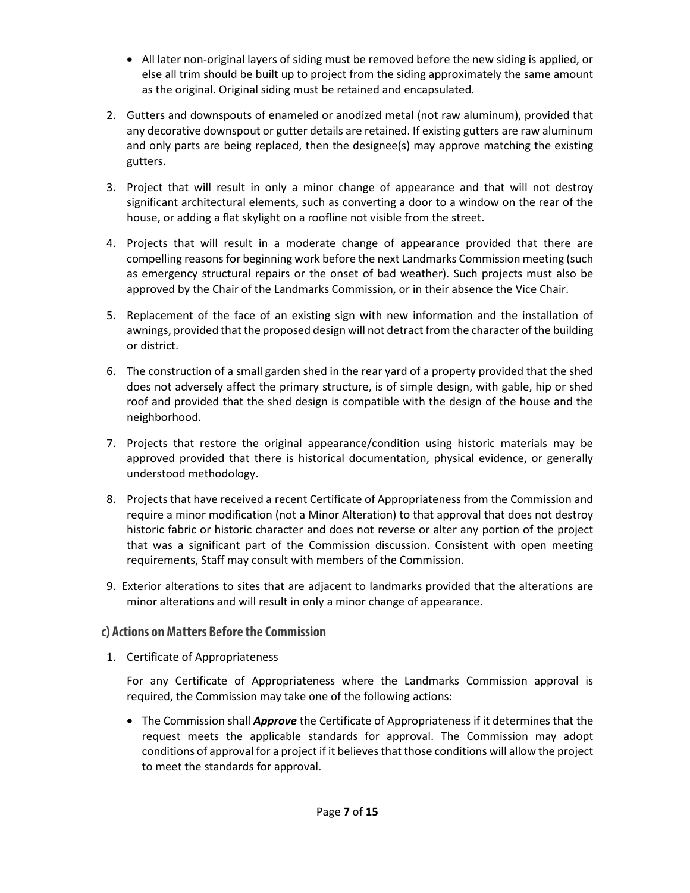- All later non-original layers of siding must be removed before the new siding is applied, or else all trim should be built up to project from the siding approximately the same amount as the original. Original siding must be retained and encapsulated.

2. Gutters and downspouts of enameled or anodized metal (not raw aluminum), provided that any decorative downspout or gutter details are retained. If existing gutters are raw aluminum and only parts are being replaced, then the designee(s) may approve matching the existing gutters.
3. Project that will result in only a minor change of appearance and that will not destroy significant architectural elements, such as converting a door to a window on the rear of the house, or adding a flat skylight on a roofline not visible from the street.
4. Projects that will result in a moderate change of appearance provided that there are compelling reasons for beginning work before the next Landmarks Commission meeting (such as emergency structural repairs or the onset of bad weather). Such projects must also be approved by the Chair of the Landmarks Commission, or in their absence the Vice Chair.
5. Replacement of the face of an existing sign with new information and the installation of awnings, provided that the proposed design will not detract from the character of the building or district.
6. The construction of a small garden shed in the rear yard of a property provided that the shed does not adversely affect the primary structure, is of simple design, with gable, hip or shed roof and provided that the shed design is compatible with the design of the house and the neighborhood.
7. Projects that restore the original appearance/condition using historic materials may be approved provided that there is historical documentation, physical evidence, or generally understood methodology.
8. Projects that have received a recent Certificate of Appropriateness from the Commission and require a minor modification (not a Minor Alteration) to that approval that does not destroy historic fabric or historic character and does not reverse or alter any portion of the project that was a significant part of the Commission discussion. Consistent with open meeting requirements, Staff may consult with members of the Commission.
9. Exterior alterations to sites that are adjacent to landmarks provided that the alterations are minor alterations and will result in only a minor change of appearance.

### c) Actions on Matters Before the Commission

1. Certificate of Appropriateness

   For any Certificate of Appropriateness where the Landmarks Commission approval is required, the Commission may take one of the following actions:

   - The Commission shall ***Approve*** the Certificate of Appropriateness if it determines that the request meets the applicable standards for approval. The Commission may adopt conditions of approval for a project if it believes that those conditions will allow the project to meet the standards for approval.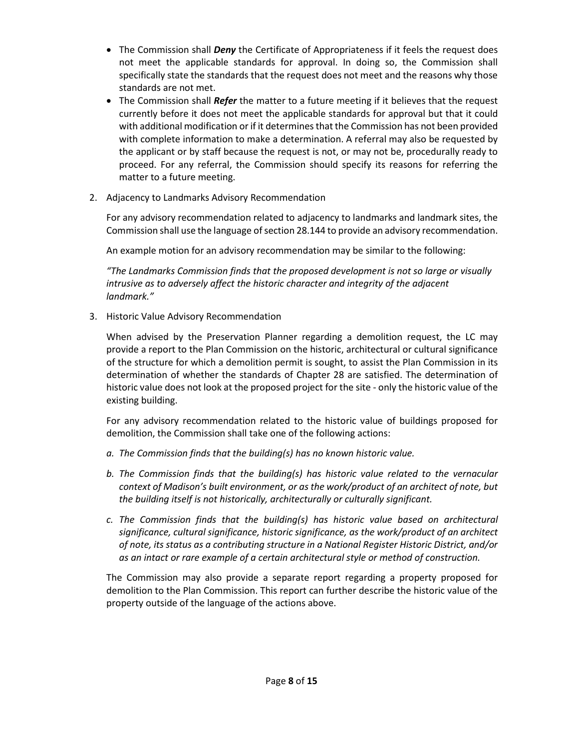- The Commission shall ***Deny*** the Certificate of Appropriateness if it feels the request does not meet the applicable standards for approval. In doing so, the Commission shall specifically state the standards that the request does not meet and the reasons why those standards are not met.
- The Commission shall ***Refer*** the matter to a future meeting if it believes that the request currently before it does not meet the applicable standards for approval but that it could with additional modification or if it determines that the Commission has not been provided with complete information to make a determination. A referral may also be requested by the applicant or by staff because the request is not, or may not be, procedurally ready to proceed. For any referral, the Commission should specify its reasons for referring the matter to a future meeting.

2. Adjacency to Landmarks Advisory Recommendation

   For any advisory recommendation related to adjacency to landmarks and landmark sites, the Commission shall use the language of section 28.144 to provide an advisory recommendation.

   An example motion for an advisory recommendation may be similar to the following:

   *"The Landmarks Commission finds that the proposed development is not so large or visually intrusive as to adversely affect the historic character and integrity of the adjacent landmark."*

3. Historic Value Advisory Recommendation

   When advised by the Preservation Planner regarding a demolition request, the LC may provide a report to the Plan Commission on the historic, architectural or cultural significance of the structure for which a demolition permit is sought, to assist the Plan Commission in its determination of whether the standards of Chapter 28 are satisfied. The determination of historic value does not look at the proposed project for the site - only the historic value of the existing building.

   For any advisory recommendation related to the historic value of buildings proposed for demolition, the Commission shall take one of the following actions:

   a. *The Commission finds that the building(s) has no known historic value.*

   b. *The Commission finds that the building(s) has historic value related to the vernacular context of Madison's built environment, or as the work/product of an architect of note, but the building itself is not historically, architecturally or culturally significant.*

   c. *The Commission finds that the building(s) has historic value based on architectural significance, cultural significance, historic significance, as the work/product of an architect of note, its status as a contributing structure in a National Register Historic District, and/or as an intact or rare example of a certain architectural style or method of construction.*

   The Commission may also provide a separate report regarding a property proposed for demolition to the Plan Commission. This report can further describe the historic value of the property outside of the language of the actions above.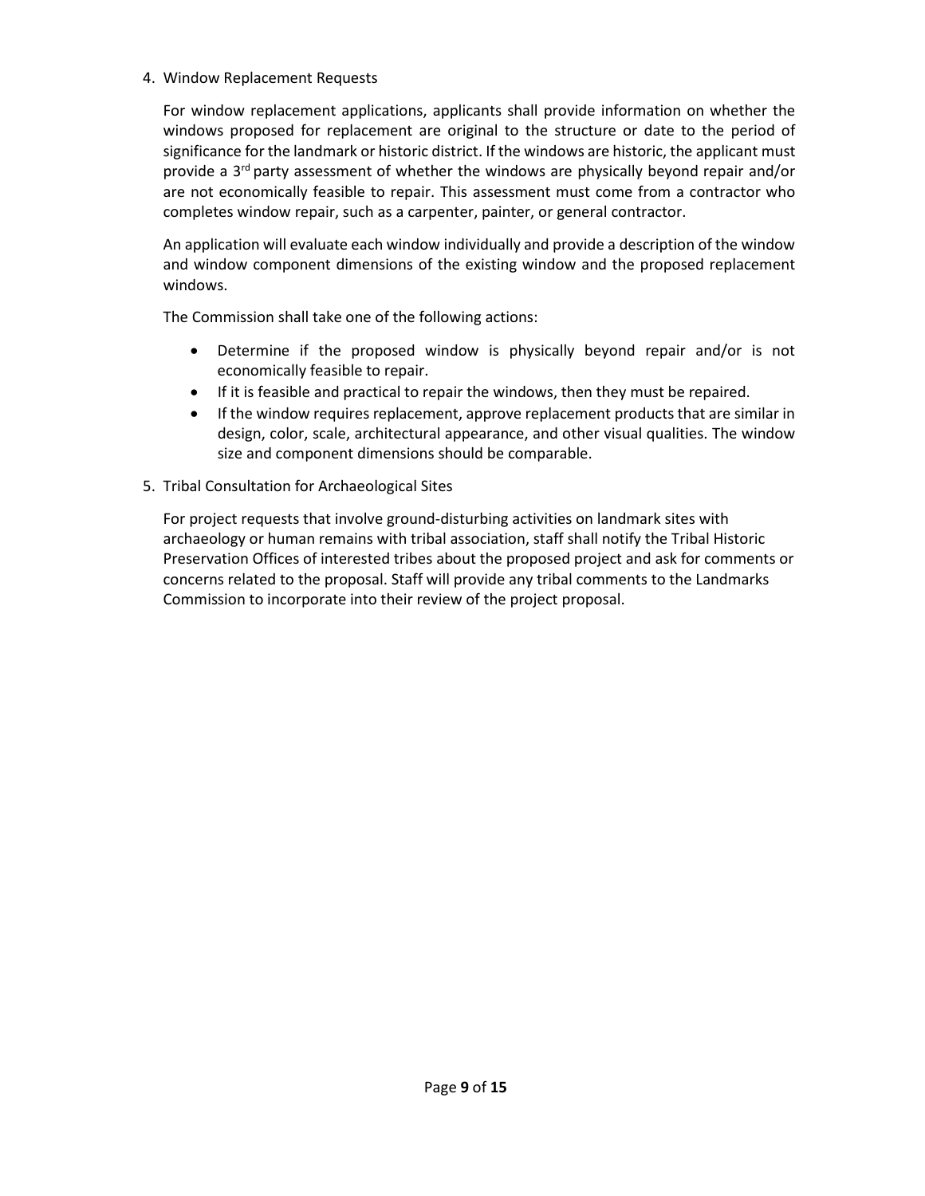4. Window Replacement Requests

   For window replacement applications, applicants shall provide information on whether the windows proposed for replacement are original to the structure or date to the period of significance for the landmark or historic district. If the windows are historic, the applicant must provide a 3rd party assessment of whether the windows are physically beyond repair and/or are not economically feasible to repair. This assessment must come from a contractor who completes window repair, such as a carpenter, painter, or general contractor.

   An application will evaluate each window individually and provide a description of the window and window component dimensions of the existing window and the proposed replacement windows.

   The Commission shall take one of the following actions:

   - Determine if the proposed window is physically beyond repair and/or is not economically feasible to repair.
   - If it is feasible and practical to repair the windows, then they must be repaired.
   - If the window requires replacement, approve replacement products that are similar in design, color, scale, architectural appearance, and other visual qualities. The window size and component dimensions should be comparable.

5. Tribal Consultation for Archaeological Sites

   For project requests that involve ground-disturbing activities on landmark sites with archaeology or human remains with tribal association, staff shall notify the Tribal Historic Preservation Offices of interested tribes about the proposed project and ask for comments or concerns related to the proposal. Staff will provide any tribal comments to the Landmarks Commission to incorporate into their review of the project proposal.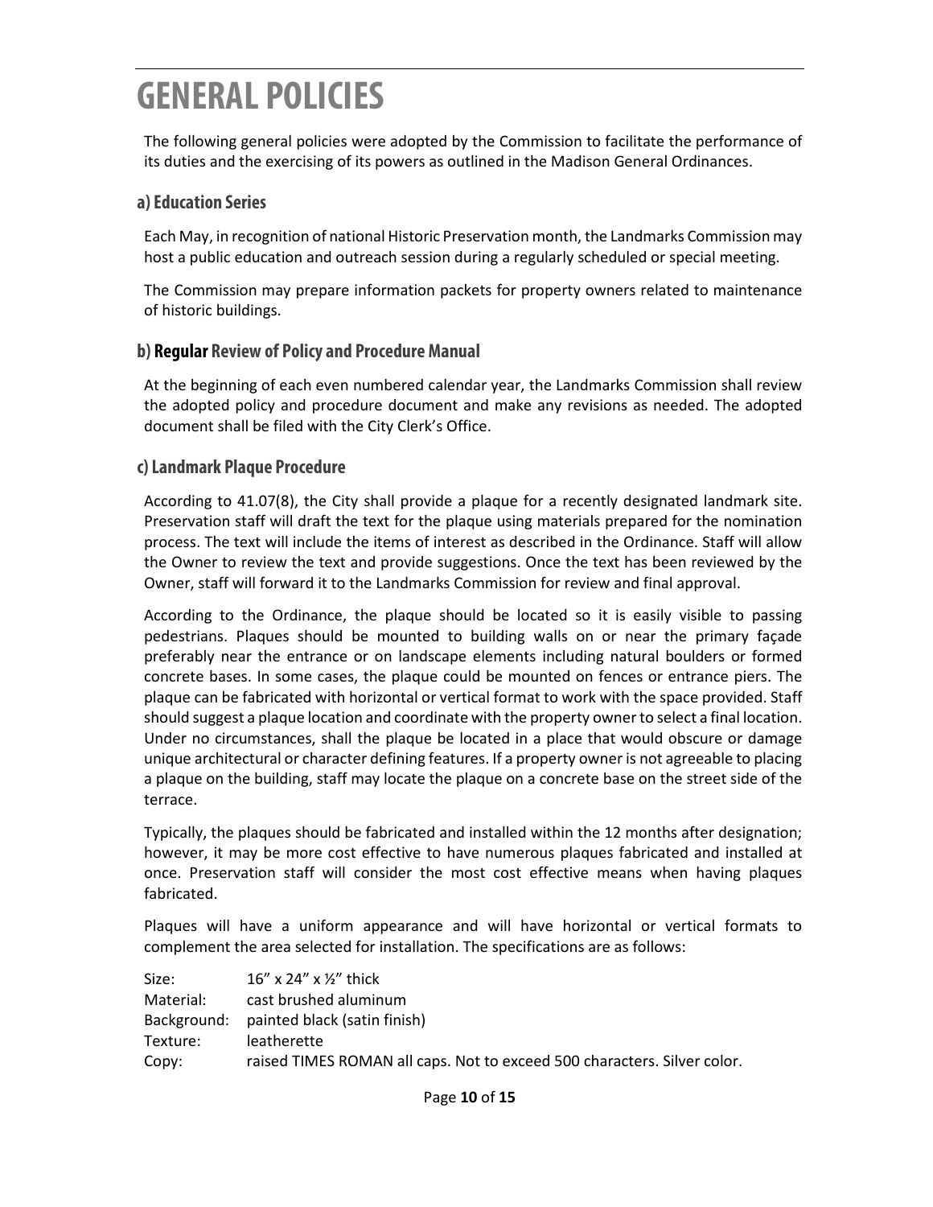# GENERAL POLICIES

The following general policies were adopted by the Commission to facilitate the performance of its duties and the exercising of its powers as outlined in the Madison General Ordinances.

### a) Education Series

Each May, in recognition of national Historic Preservation month, the Landmarks Commission may host a public education and outreach session during a regularly scheduled or special meeting.

The Commission may prepare information packets for property owners related to maintenance of historic buildings.

### b) **Regular** Review of Policy and Procedure Manual

At the beginning of each even numbered calendar year, the Landmarks Commission shall review the adopted policy and procedure document and make any revisions as needed. The adopted document shall be filed with the City Clerk's Office.

### c) Landmark Plaque Procedure

According to 41.07(8), the City shall provide a plaque for a recently designated landmark site. Preservation staff will draft the text for the plaque using materials prepared for the nomination process. The text will include the items of interest as described in the Ordinance. Staff will allow the Owner to review the text and provide suggestions. Once the text has been reviewed by the Owner, staff will forward it to the Landmarks Commission for review and final approval.

According to the Ordinance, the plaque should be located so it is easily visible to passing pedestrians. Plaques should be mounted to building walls on or near the primary façade preferably near the entrance or on landscape elements including natural boulders or formed concrete bases. In some cases, the plaque could be mounted on fences or entrance piers. The plaque can be fabricated with horizontal or vertical format to work with the space provided. Staff should suggest a plaque location and coordinate with the property owner to select a final location. Under no circumstances, shall the plaque be located in a place that would obscure or damage unique architectural or character defining features. If a property owner is not agreeable to placing a plaque on the building, staff may locate the plaque on a concrete base on the street side of the terrace.

Typically, the plaques should be fabricated and installed within the 12 months after designation; however, it may be more cost effective to have numerous plaques fabricated and installed at once. Preservation staff will consider the most cost effective means when having plaques fabricated.

Plaques will have a uniform appearance and will have horizontal or vertical formats to complement the area selected for installation. The specifications are as follows:

| | |
|---|---|
| Size: | 16" x 24" x ½" thick |
| Material: | cast brushed aluminum |
| Background: | painted black (satin finish) |
| Texture: | leatherette |
| Copy: | raised TIMES ROMAN all caps. Not to exceed 500 characters. Silver color. |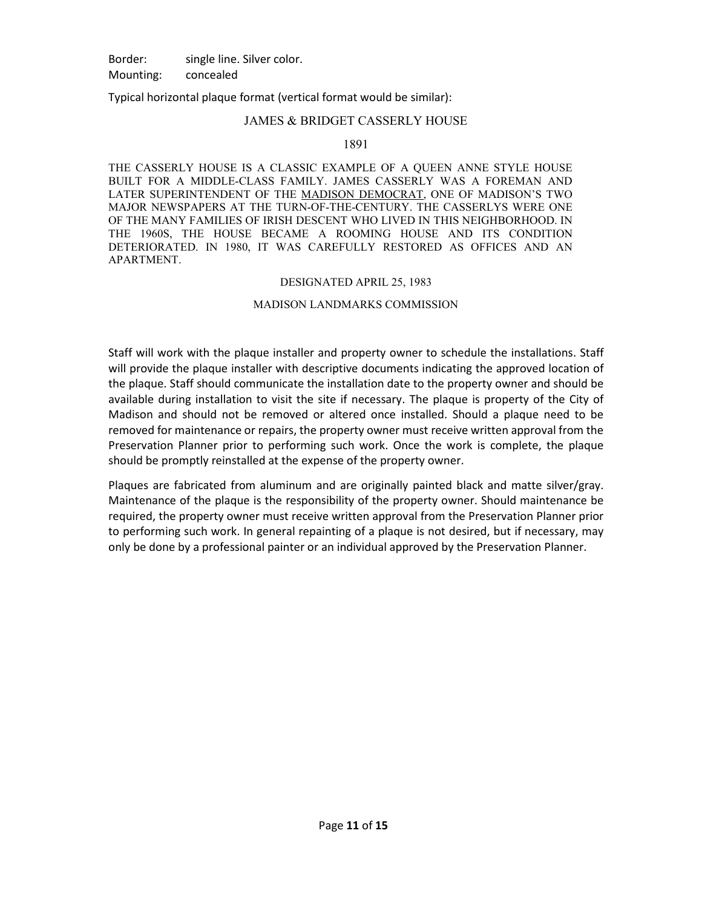Border: single line. Silver color.
Mounting: concealed

Typical horizontal plaque format (vertical format would be similar):

JAMES & BRIDGET CASSERLY HOUSE

1891

THE CASSERLY HOUSE IS A CLASSIC EXAMPLE OF A QUEEN ANNE STYLE HOUSE BUILT FOR A MIDDLE-CLASS FAMILY. JAMES CASSERLY WAS A FOREMAN AND LATER SUPERINTENDENT OF THE MADISON DEMOCRAT, ONE OF MADISON'S TWO MAJOR NEWSPAPERS AT THE TURN-OF-THE-CENTURY. THE CASSERLYS WERE ONE OF THE MANY FAMILIES OF IRISH DESCENT WHO LIVED IN THIS NEIGHBORHOOD. IN THE 1960S, THE HOUSE BECAME A ROOMING HOUSE AND ITS CONDITION DETERIORATED. IN 1980, IT WAS CAREFULLY RESTORED AS OFFICES AND AN APARTMENT.

DESIGNATED APRIL 25, 1983

MADISON LANDMARKS COMMISSION

Staff will work with the plaque installer and property owner to schedule the installations. Staff will provide the plaque installer with descriptive documents indicating the approved location of the plaque. Staff should communicate the installation date to the property owner and should be available during installation to visit the site if necessary. The plaque is property of the City of Madison and should not be removed or altered once installed. Should a plaque need to be removed for maintenance or repairs, the property owner must receive written approval from the Preservation Planner prior to performing such work. Once the work is complete, the plaque should be promptly reinstalled at the expense of the property owner.

Plaques are fabricated from aluminum and are originally painted black and matte silver/gray. Maintenance of the plaque is the responsibility of the property owner. Should maintenance be required, the property owner must receive written approval from the Preservation Planner prior to performing such work. In general repainting of a plaque is not desired, but if necessary, may only be done by a professional painter or an individual approved by the Preservation Planner.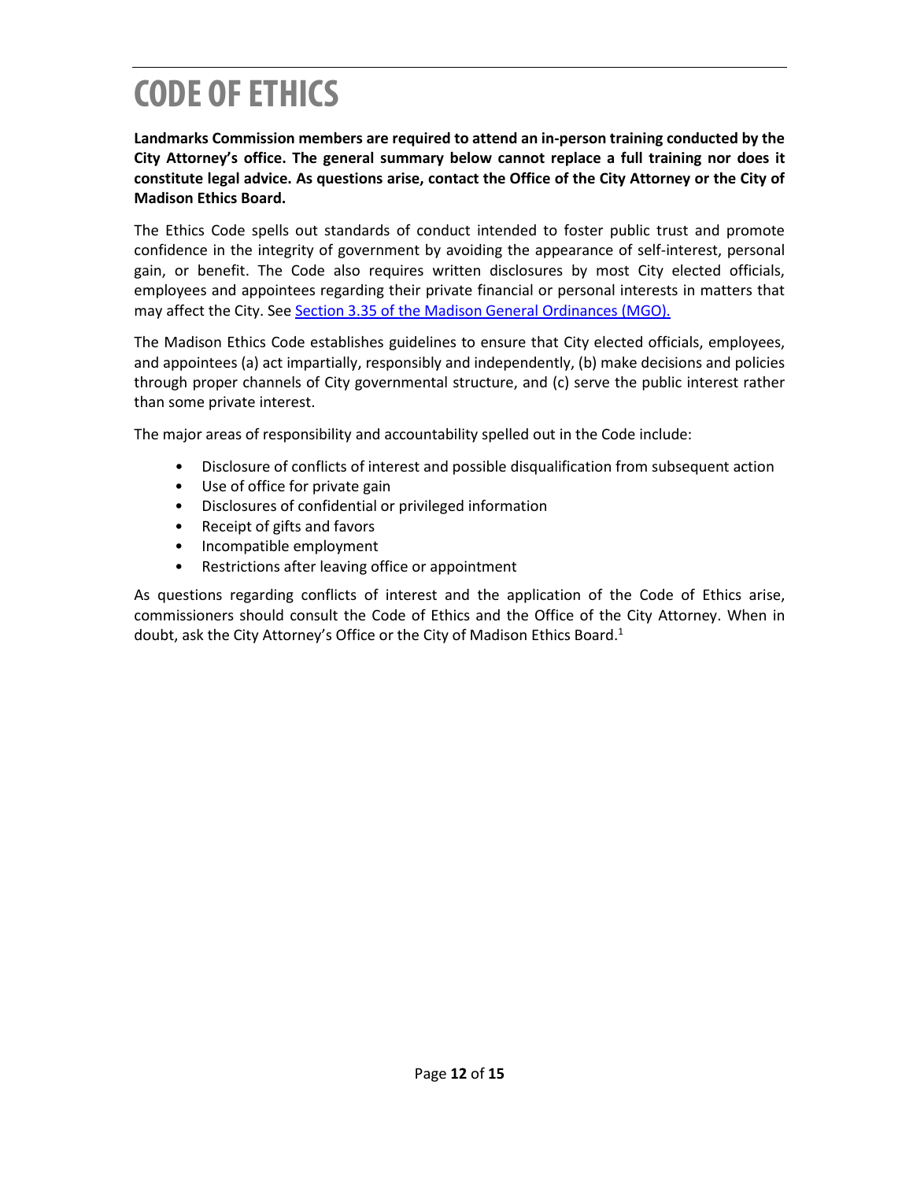# CODE OF ETHICS

**Landmarks Commission members are required to attend an in-person training conducted by the City Attorney's office. The general summary below cannot replace a full training nor does it constitute legal advice. As questions arise, contact the Office of the City Attorney or the City of Madison Ethics Board.**

The Ethics Code spells out standards of conduct intended to foster public trust and promote confidence in the integrity of government by avoiding the appearance of self-interest, personal gain, or benefit. The Code also requires written disclosures by most City elected officials, employees and appointees regarding their private financial or personal interests in matters that may affect the City. See [Section 3.35 of the Madison General Ordinances (MGO).]()

The Madison Ethics Code establishes guidelines to ensure that City elected officials, employees, and appointees (a) act impartially, responsibly and independently, (b) make decisions and policies through proper channels of City governmental structure, and (c) serve the public interest rather than some private interest.

The major areas of responsibility and accountability spelled out in the Code include:

- Disclosure of conflicts of interest and possible disqualification from subsequent action
- Use of office for private gain
- Disclosures of confidential or privileged information
- Receipt of gifts and favors
- Incompatible employment
- Restrictions after leaving office or appointment

As questions regarding conflicts of interest and the application of the Code of Ethics arise, commissioners should consult the Code of Ethics and the Office of the City Attorney. When in doubt, ask the City Attorney's Office or the City of Madison Ethics Board.[1]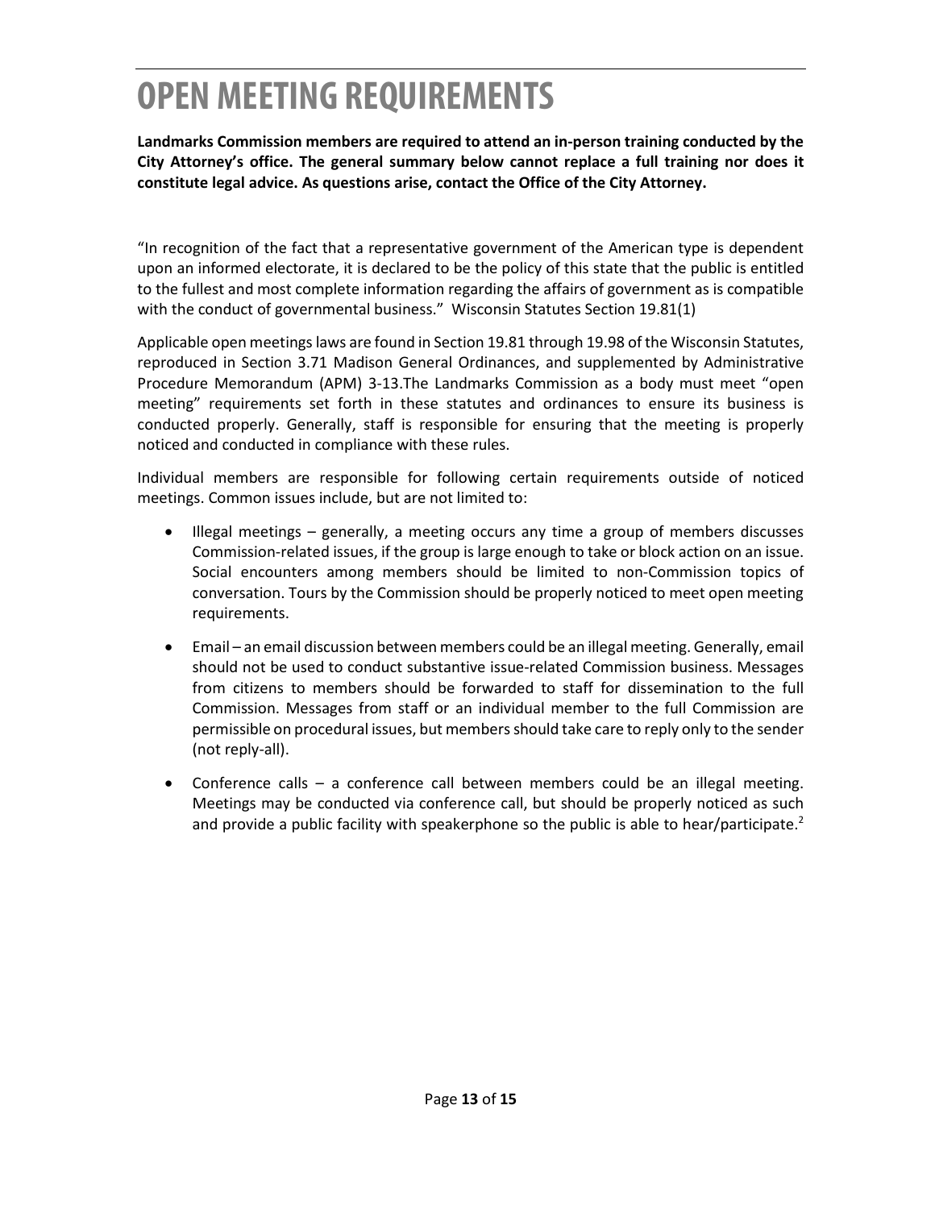# OPEN MEETING REQUIREMENTS

**Landmarks Commission members are required to attend an in-person training conducted by the City Attorney's office. The general summary below cannot replace a full training nor does it constitute legal advice. As questions arise, contact the Office of the City Attorney.**

"In recognition of the fact that a representative government of the American type is dependent upon an informed electorate, it is declared to be the policy of this state that the public is entitled to the fullest and most complete information regarding the affairs of government as is compatible with the conduct of governmental business." Wisconsin Statutes Section 19.81(1)

Applicable open meetings laws are found in Section 19.81 through 19.98 of the Wisconsin Statutes, reproduced in Section 3.71 Madison General Ordinances, and supplemented by Administrative Procedure Memorandum (APM) 3-13.The Landmarks Commission as a body must meet "open meeting" requirements set forth in these statutes and ordinances to ensure its business is conducted properly. Generally, staff is responsible for ensuring that the meeting is properly noticed and conducted in compliance with these rules.

Individual members are responsible for following certain requirements outside of noticed meetings. Common issues include, but are not limited to:

- Illegal meetings – generally, a meeting occurs any time a group of members discusses Commission-related issues, if the group is large enough to take or block action on an issue. Social encounters among members should be limited to non-Commission topics of conversation. Tours by the Commission should be properly noticed to meet open meeting requirements.
- Email – an email discussion between members could be an illegal meeting. Generally, email should not be used to conduct substantive issue-related Commission business. Messages from citizens to members should be forwarded to staff for dissemination to the full Commission. Messages from staff or an individual member to the full Commission are permissible on procedural issues, but members should take care to reply only to the sender (not reply-all).
- Conference calls – a conference call between members could be an illegal meeting. Meetings may be conducted via conference call, but should be properly noticed as such and provide a public facility with speakerphone so the public is able to hear/participate.[2]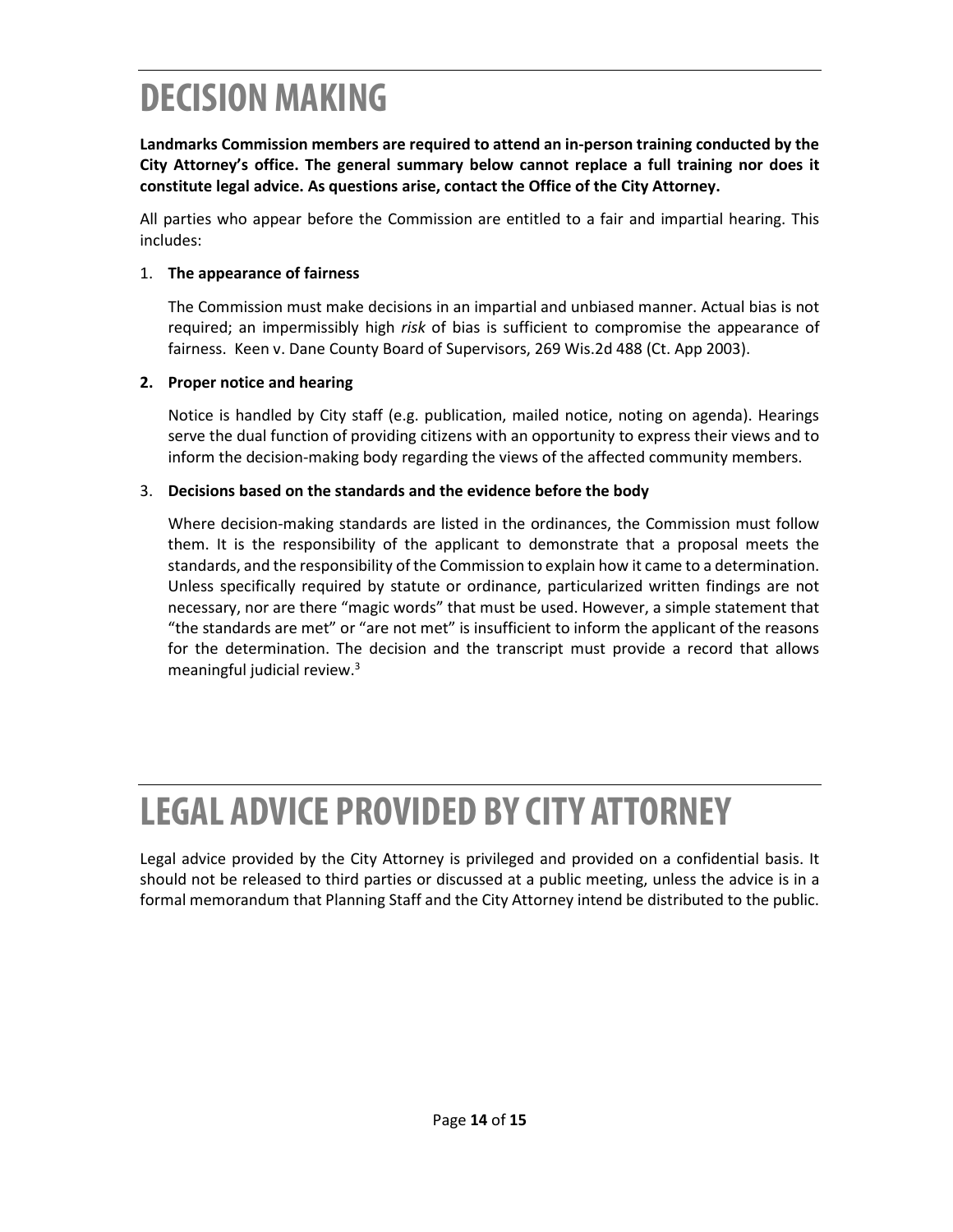# DECISION MAKING

**Landmarks Commission members are required to attend an in-person training conducted by the City Attorney's office. The general summary below cannot replace a full training nor does it constitute legal advice. As questions arise, contact the Office of the City Attorney.**

All parties who appear before the Commission are entitled to a fair and impartial hearing. This includes:

1. **The appearance of fairness**

   The Commission must make decisions in an impartial and unbiased manner. Actual bias is not required; an impermissibly high *risk* of bias is sufficient to compromise the appearance of fairness. Keen v. Dane County Board of Supervisors, 269 Wis.2d 488 (Ct. App 2003).

2. **Proper notice and hearing**

   Notice is handled by City staff (e.g. publication, mailed notice, noting on agenda). Hearings serve the dual function of providing citizens with an opportunity to express their views and to inform the decision-making body regarding the views of the affected community members.

3. **Decisions based on the standards and the evidence before the body**

   Where decision-making standards are listed in the ordinances, the Commission must follow them. It is the responsibility of the applicant to demonstrate that a proposal meets the standards, and the responsibility of the Commission to explain how it came to a determination. Unless specifically required by statute or ordinance, particularized written findings are not necessary, nor are there "magic words" that must be used. However, a simple statement that "the standards are met" or "are not met" is insufficient to inform the applicant of the reasons for the determination. The decision and the transcript must provide a record that allows meaningful judicial review.[3]

# LEGAL ADVICE PROVIDED BY CITY ATTORNEY

Legal advice provided by the City Attorney is privileged and provided on a confidential basis. It should not be released to third parties or discussed at a public meeting, unless the advice is in a formal memorandum that Planning Staff and the City Attorney intend be distributed to the public.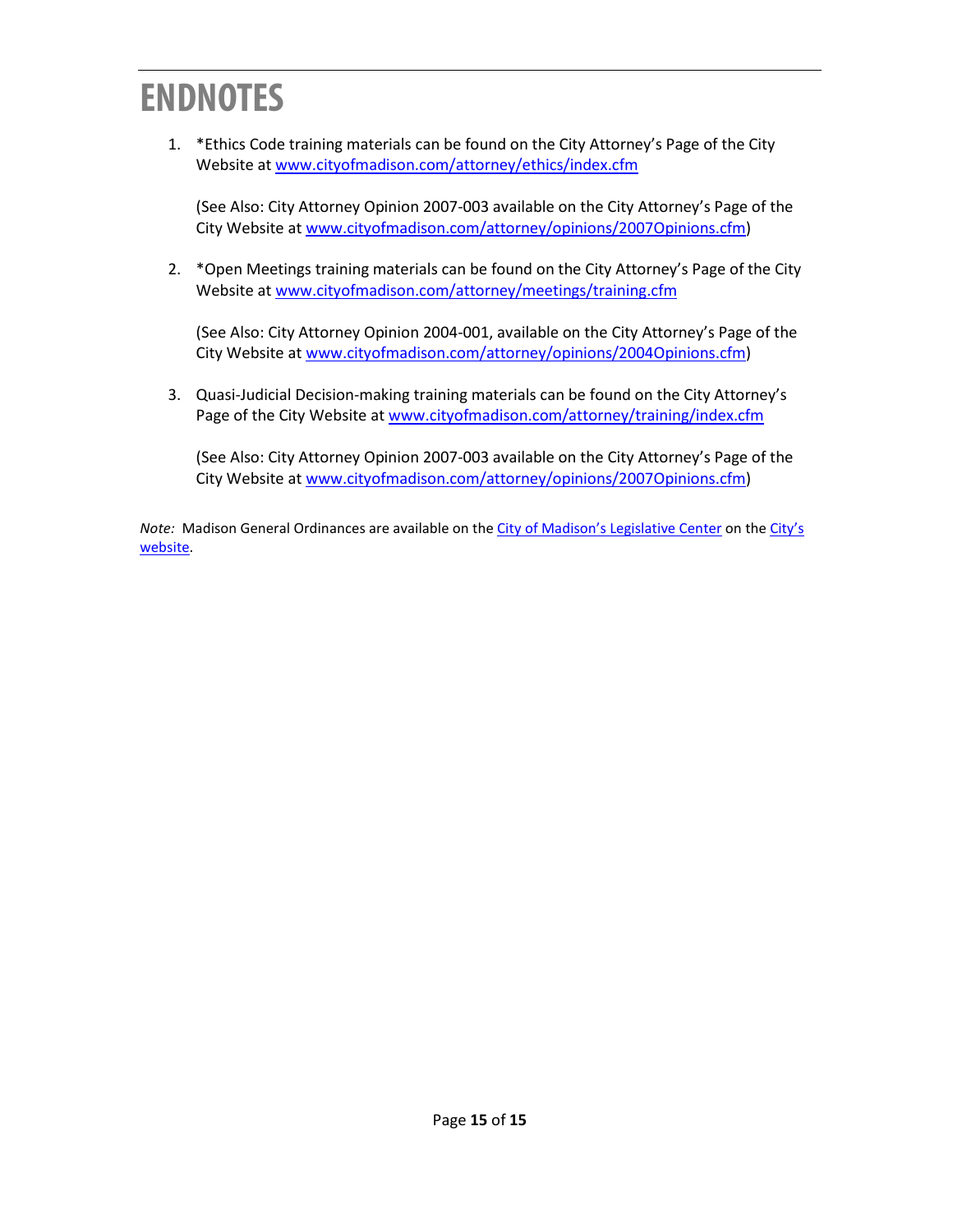# ENDNOTES

1. *Ethics Code training materials can be found on the City Attorney's Page of the City Website at [www.cityofmadison.com/attorney/ethics/index.cfm](www.cityofmadison.com/attorney/ethics/index.cfm)

   (See Also: City Attorney Opinion 2007-003 available on the City Attorney's Page of the City Website at [www.cityofmadison.com/attorney/opinions/2007Opinions.cfm](www.cityofmadison.com/attorney/opinions/2007Opinions.cfm))

2. *Open Meetings training materials can be found on the City Attorney's Page of the City Website at [www.cityofmadison.com/attorney/meetings/training.cfm](www.cityofmadison.com/attorney/meetings/training.cfm)

   (See Also: City Attorney Opinion 2004-001, available on the City Attorney's Page of the City Website at [www.cityofmadison.com/attorney/opinions/2004Opinions.cfm](www.cityofmadison.com/attorney/opinions/2004Opinions.cfm))

3. Quasi-Judicial Decision-making training materials can be found on the City Attorney's Page of the City Website at [www.cityofmadison.com/attorney/training/index.cfm](www.cityofmadison.com/attorney/training/index.cfm)

   (See Also: City Attorney Opinion 2007-003 available on the City Attorney's Page of the City Website at [www.cityofmadison.com/attorney/opinions/2007Opinions.cfm](www.cityofmadison.com/attorney/opinions/2007Opinions.cfm))

*Note:* Madison General Ordinances are available on the City of Madison's Legislative Center on the City's website.